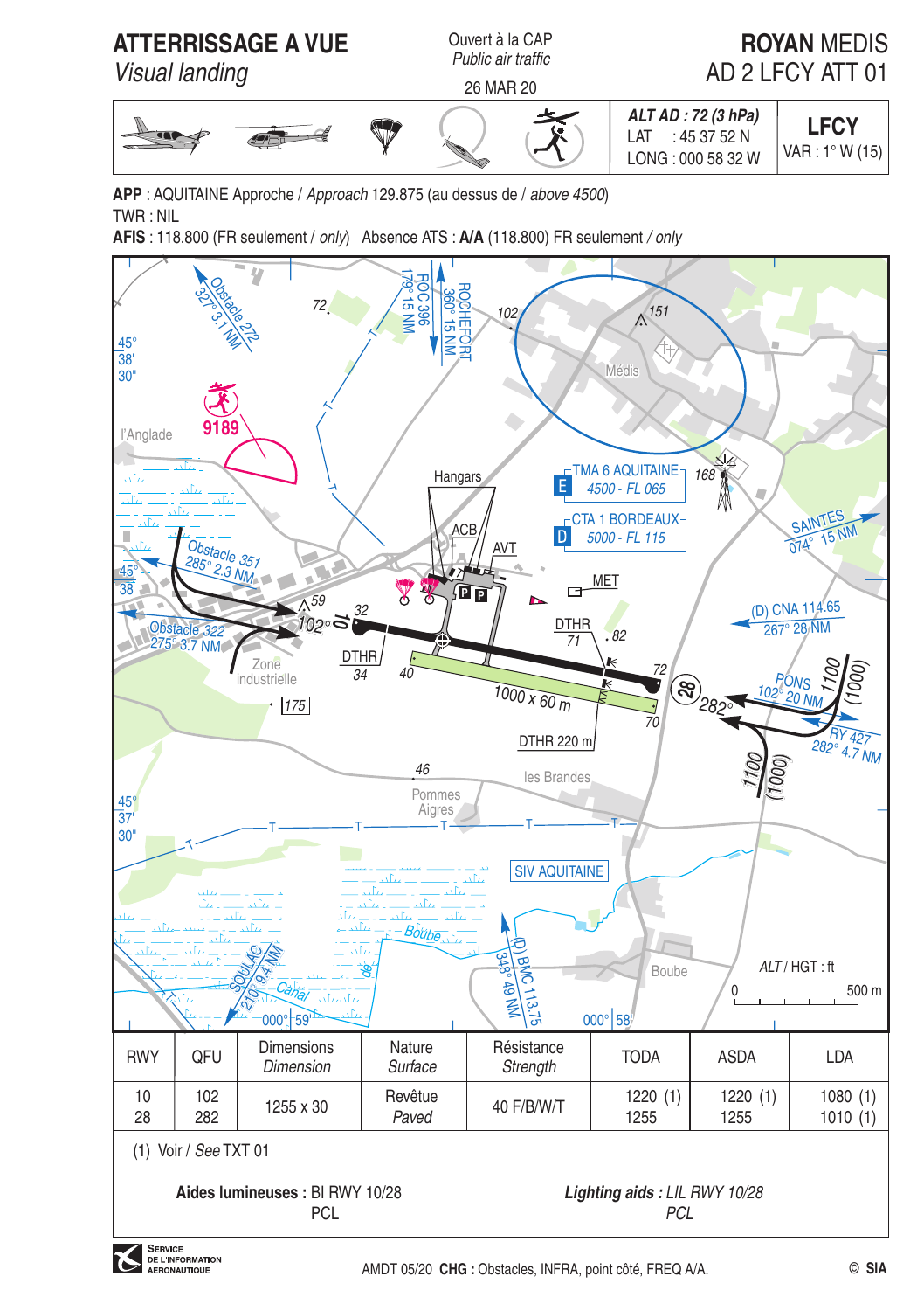# ATTERRISSAGE A VUE
*Visual landing*

Ouvert à la CAP
*Public air traffic*

26 MAR 20

# ROYAN MEDIS
AD 2 LFCY ATT 01

***ALT AD : 72 (3 hPa)***
LAT : 45 37 52 N
LONG : 000 58 32 W

**LFCY**
VAR : 1° W (15)

**APP** : AQUITAINE Approche / *Approach* 129.875 (au dessus de / *above 4500*)
TWR : NIL
**AFIS** : 118.800 (FR seulement / *only*) Absence ATS : **A/A** (118.800) FR seulement / *only*

| RWY | QFU | Dimensions *Dimension* | Nature *Surface* | Résistance *Strength* | TODA | ASDA | LDA |
|---|---|---|---|---|---|---|---|
| 10<br>28 | 102<br>282 | 1255 x 30 | Revêtue<br>*Paved* | 40 F/B/W/T | 1220 (1)<br>1255 | 1220 (1)<br>1255 | 1080 (1)<br>1010 (1) |

(1) Voir / *See* TXT 01

**Aides lumineuses :** BI RWY 10/28
PCL

***Lighting aids :*** *LIL RWY 10/28*
*PCL*

AMDT 05/20 **CHG :** Obstacles, INFRA, point côté, FREQ A/A.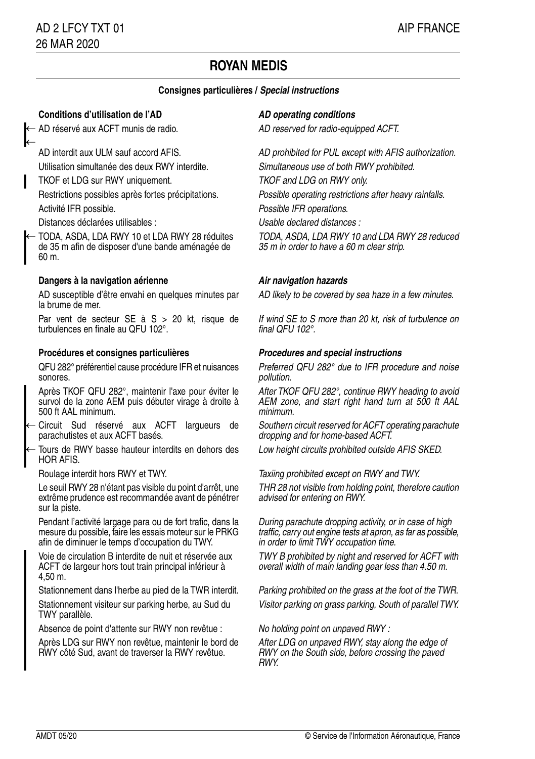# ROYAN MEDIS

## Consignes particulières / *Special instructions*

### Conditions d'utilisation de l'AD

AD réservé aux ACFT munis de radio.

AD interdit aux ULM sauf accord AFIS.

Utilisation simultanée des deux RWY interdite.

TKOF et LDG sur RWY uniquement.

Restrictions possibles après fortes précipitations.

Activité IFR possible.

Distances déclarées utilisables :

TODA, ASDA, LDA RWY 10 et LDA RWY 28 réduites de 35 m afin de disposer d'une bande aménagée de 60 m.

### *AD operating conditions*

*AD reserved for radio-equipped ACFT.*

*AD prohibited for PUL except with AFIS authorization.*

*Simultaneous use of both RWY prohibited.*

*TKOF and LDG on RWY only.*

*Possible operating restrictions after heavy rainfalls.*

*Possible IFR operations.*

*Usable declared distances :*

*TODA, ASDA, LDA RWY 10 and LDA RWY 28 reduced 35 m in order to have a 60 m clear strip.*

### Dangers à la navigation aérienne

AD susceptible d'être envahi en quelques minutes par la brume de mer.

Par vent de secteur SE à S > 20 kt, risque de turbulences en finale au QFU 102°.

### *Air navigation hazards*

*AD likely to be covered by sea haze in a few minutes.*

*If wind SE to S more than 20 kt, risk of turbulence on final QFU 102°.*

### Procédures et consignes particulières

QFU 282° préférentiel cause procédure IFR et nuisances sonores.

Après TKOF QFU 282°, maintenir l'axe pour éviter le survol de la zone AEM puis débuter virage à droite à 500 ft AAL minimum.

Circuit Sud réservé aux ACFT largueurs de parachutistes et aux ACFT basés.

Tours de RWY basse hauteur interdits en dehors des HOR AFIS.

Roulage interdit hors RWY et TWY.

Le seuil RWY 28 n'étant pas visible du point d'arrêt, une extrême prudence est recommandée avant de pénétrer sur la piste.

Pendant l'activité largage para ou de fort trafic, dans la mesure du possible, faire les essais moteur sur le PRKG afin de diminuer le temps d'occupation du TWY.

Voie de circulation B interdite de nuit et réservée aux ACFT de largeur hors tout train principal inférieur à 4,50 m.

Stationnement dans l'herbe au pied de la TWR interdit.

Stationnement visiteur sur parking herbe, au Sud du TWY parallèle.

Absence de point d'attente sur RWY non revêtue :

Après LDG sur RWY non revêtue, maintenir le bord de RWY côté Sud, avant de traverser la RWY revêtue.

### *Procedures and special instructions*

*Preferred QFU 282° due to IFR procedure and noise pollution.*

*After TKOF QFU 282°, continue RWY heading to avoid AEM zone, and start right hand turn at 500 ft AAL minimum.*

*Southern circuit reserved for ACFT operating parachute dropping and for home-based ACFT.*

*Low height circuits prohibited outside AFIS SKED.*

*Taxiing prohibited except on RWY and TWY.*

*THR 28 not visible from holding point, therefore caution advised for entering on RWY.*

*During parachute dropping activity, or in case of high traffic, carry out engine tests at apron, as far as possible, in order to limit TWY occupation time.*

*TWY B prohibited by night and reserved for ACFT with overall width of main landing gear less than 4.50 m.*

*Parking prohibited on the grass at the foot of the TWR.*

*Visitor parking on grass parking, South of parallel TWY.*

*No holding point on unpaved RWY :*

*After LDG on unpaved RWY, stay along the edge of RWY on the South side, before crossing the paved RWY.*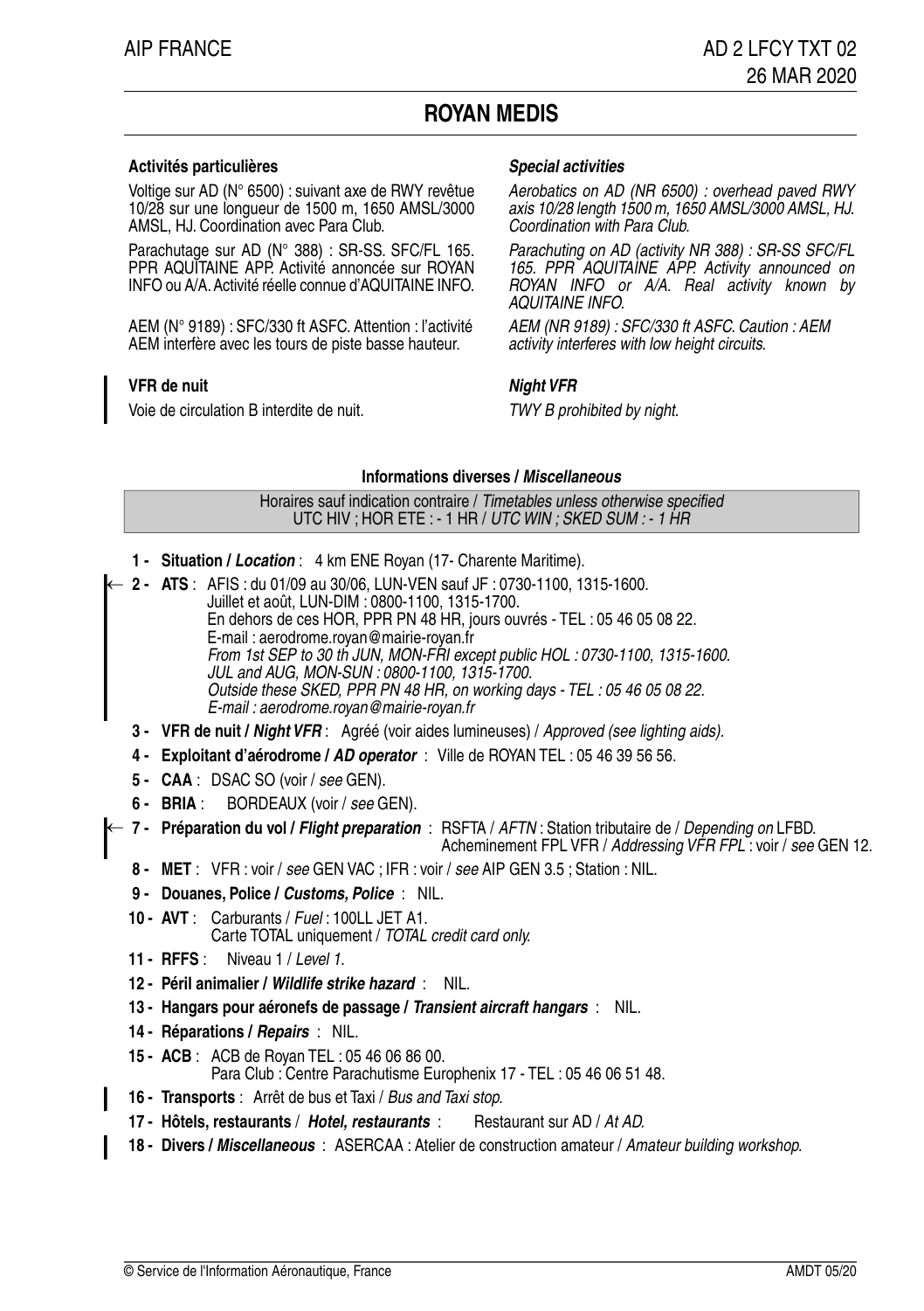# ROYAN MEDIS

**Activités particulières**

Voltige sur AD (N° 6500) : suivant axe de RWY revêtue 10/28 sur une longueur de 1500 m, 1650 AMSL/3000 AMSL, HJ. Coordination avec Para Club.

Parachutage sur AD (N° 388) : SR-SS. SFC/FL 165. PPR AQUITAINE APP. Activité annoncée sur ROYAN INFO ou A/A. Activité réelle connue d'AQUITAINE INFO.

AEM (N° 9189) : SFC/330 ft ASFC. Attention : l'activité AEM interfère avec les tours de piste basse hauteur.

***Special activities***

*Aerobatics on AD (NR 6500) : overhead paved RWY axis 10/28 length 1500 m, 1650 AMSL/3000 AMSL, HJ. Coordination with Para Club.*

*Parachuting on AD (activity NR 388) : SR-SS SFC/FL 165. PPR AQUITAINE APP. Activity announced on ROYAN INFO or A/A. Real activity known by AQUITAINE INFO.*

*AEM (NR 9189) : SFC/330 ft ASFC. Caution : AEM activity interferes with low height circuits.*

**VFR de nuit**

Voie de circulation B interdite de nuit.

***Night VFR***

*TWY B prohibited by night.*

**Informations diverses / *Miscellaneous***

Horaires sauf indication contraire / *Timetables unless otherwise specified*
UTC HIV ; HOR ETE : - 1 HR / *UTC WIN ; SKED SUM : - 1 HR*

1 - **Situation / *Location*** : 4 km ENE Royan (17- Charente Maritime).

2 - **ATS** : AFIS : du 01/09 au 30/06, LUN-VEN sauf JF : 0730-1100, 1315-1600.
Juillet et août, LUN-DIM : 0800-1100, 1315-1700.
En dehors de ces HOR, PPR PN 48 HR, jours ouvrés - TEL : 05 46 05 08 22.
E-mail : aerodrome.royan@mairie-royan.fr
*From 1st SEP to 30 th JUN, MON-FRI except public HOL : 0730-1100, 1315-1600.*
*JUL and AUG, MON-SUN : 0800-1100, 1315-1700.*
*Outside these SKED, PPR PN 48 HR, on working days - TEL : 05 46 05 08 22.*
*E-mail : aerodrome.royan@mairie-royan.fr*

3 - **VFR de nuit / *Night VFR*** : Agréé (voir aides lumineuses) / *Approved (see lighting aids).*

4 - **Exploitant d'aérodrome / *AD operator*** : Ville de ROYAN TEL : 05 46 39 56 56.

5 - **CAA** : DSAC SO (voir / *see* GEN).

6 - **BRIA** : BORDEAUX (voir / *see* GEN).

7 - **Préparation du vol / *Flight preparation*** : RSFTA / *AFTN* : Station tributaire de / *Depending on* LFBD.
Acheminement FPL VFR / *Addressing VFR FPL* : voir / *see* GEN 12.

8 - **MET** : VFR : voir / *see* GEN VAC ; IFR : voir / *see* AIP GEN 3.5 ; Station : NIL.

9 - **Douanes, Police / *Customs, Police*** : NIL.

10 - **AVT** : Carburants / *Fuel* : 100LL JET A1.
Carte TOTAL uniquement / *TOTAL credit card only.*

11 - **RFFS** : Niveau 1 / *Level 1.*

12 - **Péril animalier / *Wildlife strike hazard*** : NIL.

13 - **Hangars pour aéronefs de passage / *Transient aircraft hangars*** : NIL.

14 - **Réparations / *Repairs*** : NIL.

15 - **ACB** : ACB de Royan TEL : 05 46 06 86 00.
Para Club : Centre Parachutisme Europhenix 17 - TEL : 05 46 06 51 48.

16 - **Transports** : Arrêt de bus et Taxi / *Bus and Taxi stop.*

17 - **Hôtels, restaurants** / ***Hotel, restaurants*** : Restaurant sur AD / *At AD.*

18 - **Divers / *Miscellaneous*** : ASERCAA : Atelier de construction amateur / *Amateur building workshop.*